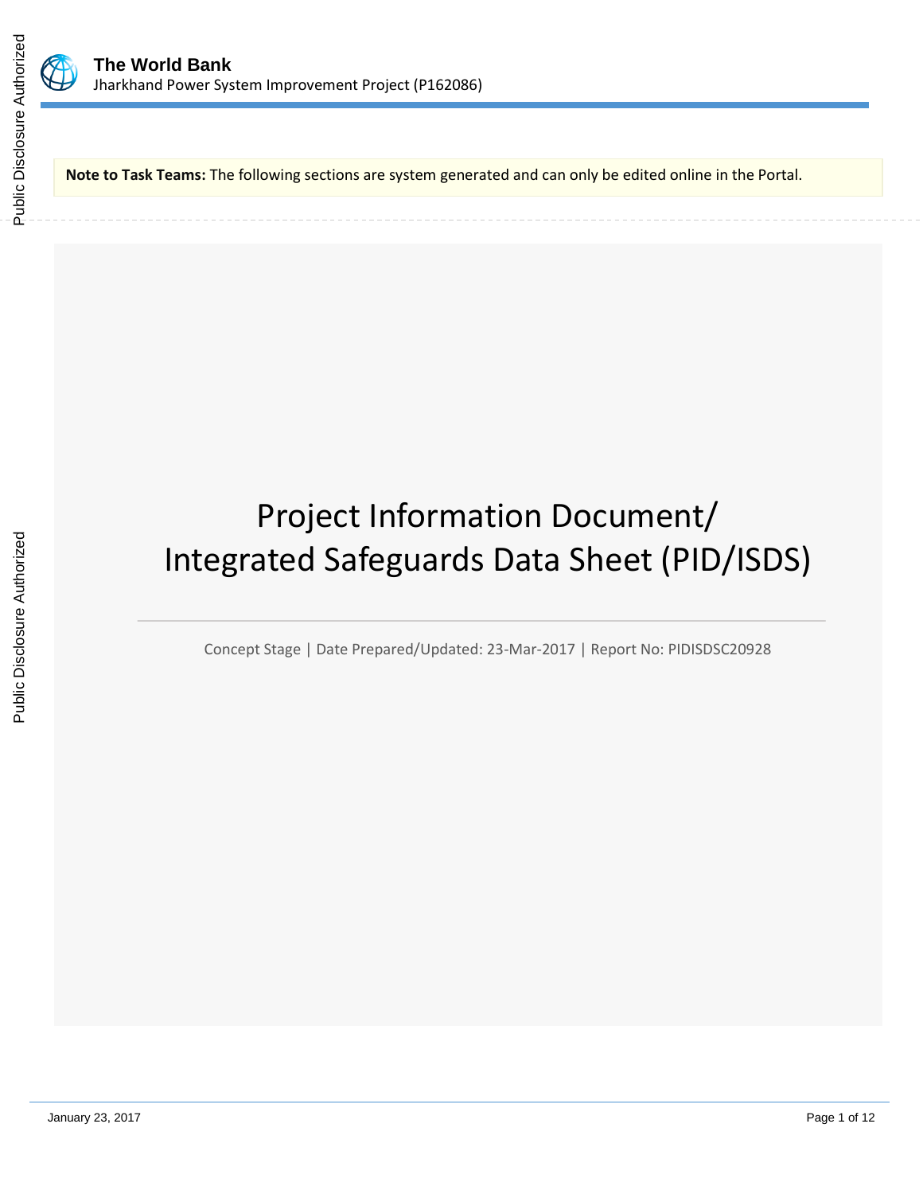**Note to Task Teams:** The following sections are system generated and can only be edited online in the Portal.

# Project Information Document/ Integrated Safeguards Data Sheet (PID/ISDS)

Concept Stage | Date Prepared/Updated: 23-Mar-2017 | Report No: PIDISDSC20928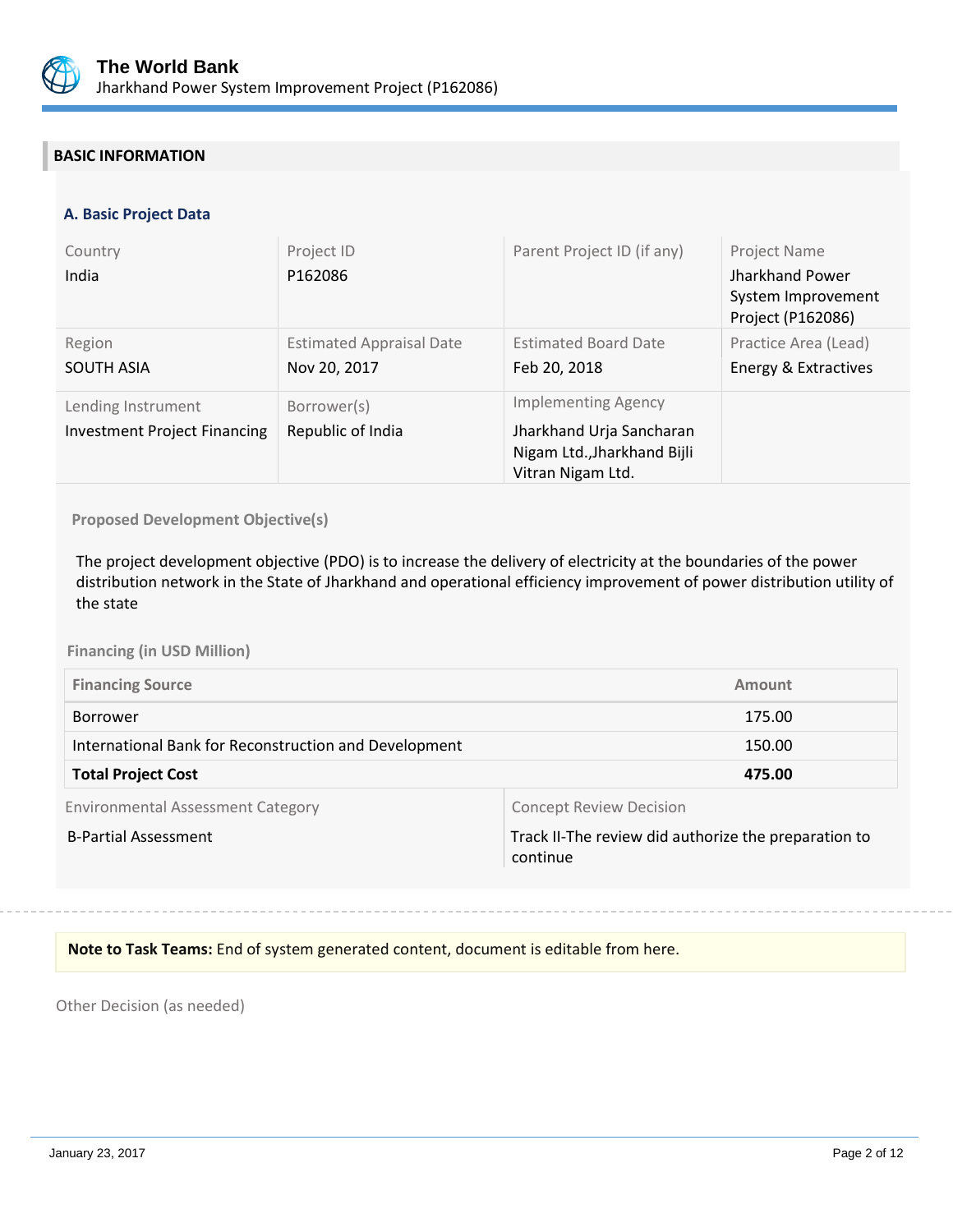## BASIC INFORMATION

### A. Basic Project Data

| Country | Project ID | Parent Project ID (if any) | Project Name |
|---|---|---|---|
| India | P162086 | | Jharkhand Power System Improvement Project (P162086) |
| **Region** | **Estimated Appraisal Date** | **Estimated Board Date** | **Practice Area (Lead)** |
| SOUTH ASIA | Nov 20, 2017 | Feb 20, 2018 | Energy & Extractives |
| **Lending Instrument** | **Borrower(s)** | **Implementing Agency** | |
| Investment Project Financing | Republic of India | Jharkhand Urja Sancharan Nigam Ltd.,Jharkhand Bijli Vitran Nigam Ltd. | |

**Proposed Development Objective(s)**

The project development objective (PDO) is to increase the delivery of electricity at the boundaries of the power distribution network in the State of Jharkhand and operational efficiency improvement of power distribution utility of the state

**Financing (in USD Million)**

| Financing Source | Amount |
|---|---|
| Borrower | 175.00 |
| International Bank for Reconstruction and Development | 150.00 |
| **Total Project Cost** | **475.00** |

| Environmental Assessment Category | Concept Review Decision |
|---|---|
| B-Partial Assessment | Track II-The review did authorize the preparation to continue |

**Note to Task Teams:** End of system generated content, document is editable from here.

Other Decision (as needed)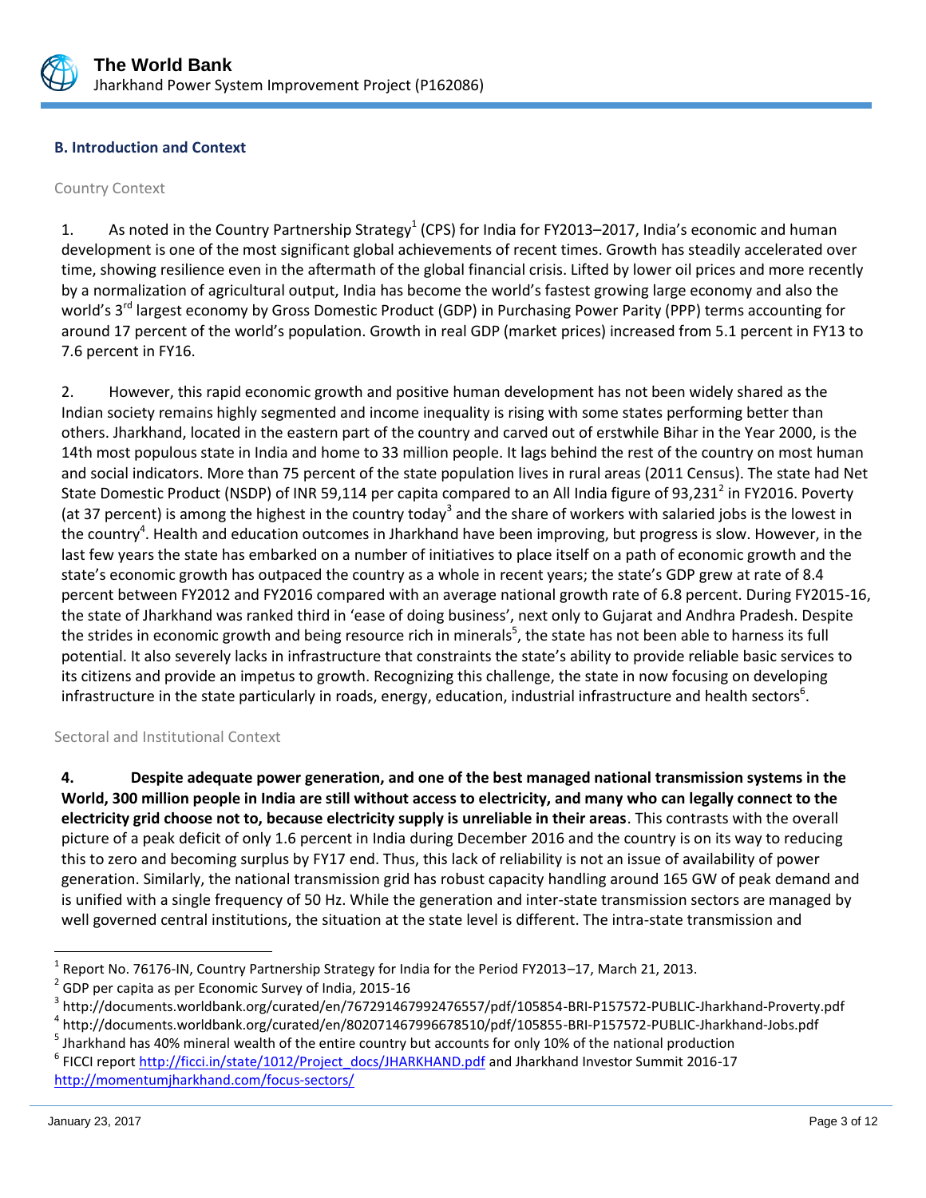### B. Introduction and Context

Country Context

1. As noted in the Country Partnership Strategy[1] (CPS) for India for FY2013–2017, India's economic and human development is one of the most significant global achievements of recent times. Growth has steadily accelerated over time, showing resilience even in the aftermath of the global financial crisis. Lifted by lower oil prices and more recently by a normalization of agricultural output, India has become the world's fastest growing large economy and also the world's 3rd largest economy by Gross Domestic Product (GDP) in Purchasing Power Parity (PPP) terms accounting for around 17 percent of the world's population. Growth in real GDP (market prices) increased from 5.1 percent in FY13 to 7.6 percent in FY16.

2. However, this rapid economic growth and positive human development has not been widely shared as the Indian society remains highly segmented and income inequality is rising with some states performing better than others. Jharkhand, located in the eastern part of the country and carved out of erstwhile Bihar in the Year 2000, is the 14th most populous state in India and home to 33 million people. It lags behind the rest of the country on most human and social indicators. More than 75 percent of the state population lives in rural areas (2011 Census). The state had Net State Domestic Product (NSDP) of INR 59,114 per capita compared to an All India figure of 93,231[2] in FY2016. Poverty (at 37 percent) is among the highest in the country today[3] and the share of workers with salaried jobs is the lowest in the country[4]. Health and education outcomes in Jharkhand have been improving, but progress is slow. However, in the last few years the state has embarked on a number of initiatives to place itself on a path of economic growth and the state's economic growth has outpaced the country as a whole in recent years; the state's GDP grew at rate of 8.4 percent between FY2012 and FY2016 compared with an average national growth rate of 6.8 percent. During FY2015-16, the state of Jharkhand was ranked third in 'ease of doing business', next only to Gujarat and Andhra Pradesh. Despite the strides in economic growth and being resource rich in minerals[5], the state has not been able to harness its full potential. It also severely lacks in infrastructure that constraints the state's ability to provide reliable basic services to its citizens and provide an impetus to growth. Recognizing this challenge, the state in now focusing on developing infrastructure in the state particularly in roads, energy, education, industrial infrastructure and health sectors[6].

Sectoral and Institutional Context

**4. Despite adequate power generation, and one of the best managed national transmission systems in the World, 300 million people in India are still without access to electricity, and many who can legally connect to the electricity grid choose not to, because electricity supply is unreliable in their areas**. This contrasts with the overall picture of a peak deficit of only 1.6 percent in India during December 2016 and the country is on its way to reducing this to zero and becoming surplus by FY17 end. Thus, this lack of reliability is not an issue of availability of power generation. Similarly, the national transmission grid has robust capacity handling around 165 GW of peak demand and is unified with a single frequency of 50 Hz. While the generation and inter-state transmission sectors are managed by well governed central institutions, the situation at the state level is different. The intra-state transmission and

---

[1] Report No. 76176-IN, Country Partnership Strategy for India for the Period FY2013–17, March 21, 2013.

[2] GDP per capita as per Economic Survey of India, 2015-16

[3] http://documents.worldbank.org/curated/en/767291467992476557/pdf/105854-BRI-P157572-PUBLIC-Jharkhand-Proverty.pdf

[4] http://documents.worldbank.org/curated/en/802071467996678510/pdf/105855-BRI-P157572-PUBLIC-Jharkhand-Jobs.pdf

[5] Jharkhand has 40% mineral wealth of the entire country but accounts for only 10% of the national production

[6] FICCI report http://ficci.in/state/1012/Project_docs/JHARKHAND.pdf and Jharkhand Investor Summit 2016-17 http://momentumjharkhand.com/focus-sectors/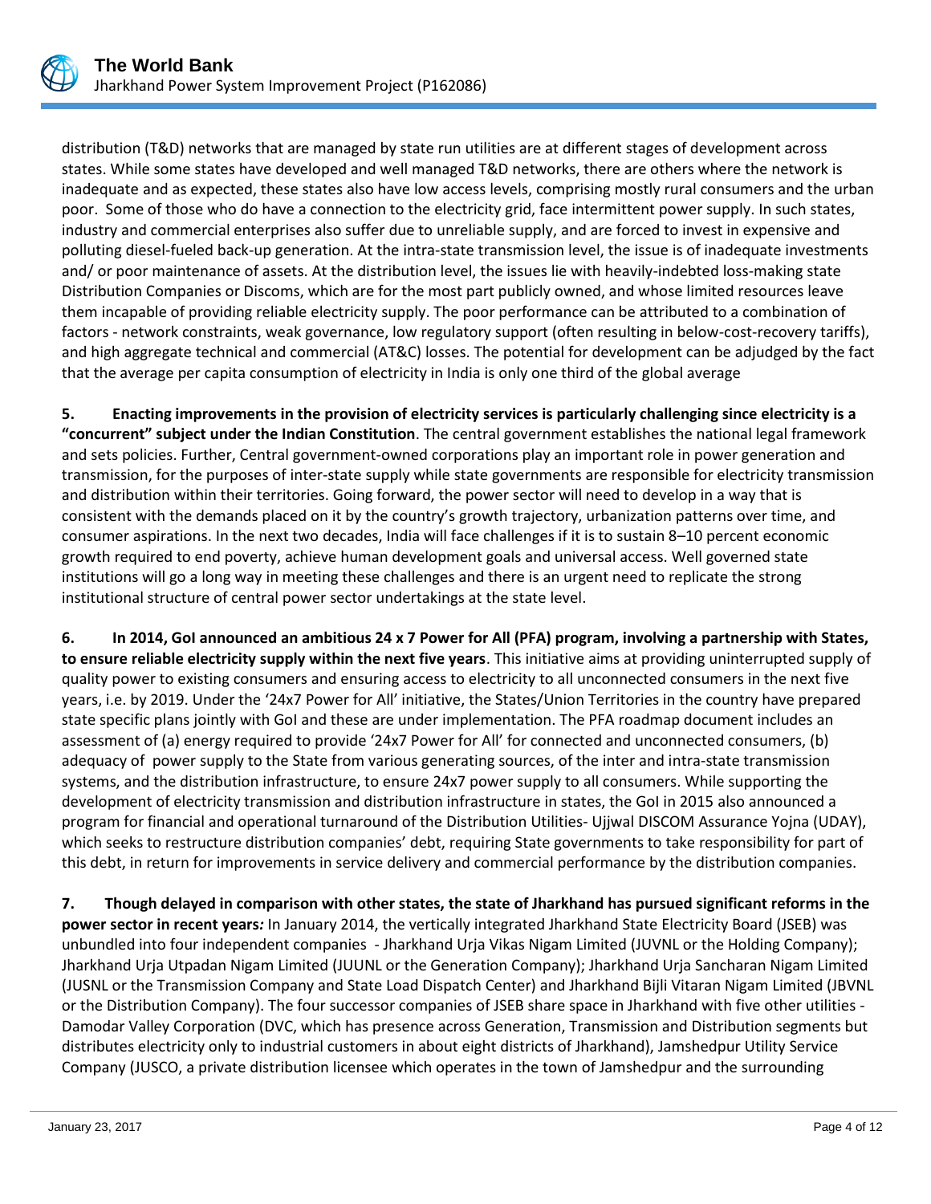distribution (T&D) networks that are managed by state run utilities are at different stages of development across states. While some states have developed and well managed T&D networks, there are others where the network is inadequate and as expected, these states also have low access levels, comprising mostly rural consumers and the urban poor. Some of those who do have a connection to the electricity grid, face intermittent power supply. In such states, industry and commercial enterprises also suffer due to unreliable supply, and are forced to invest in expensive and polluting diesel-fueled back-up generation. At the intra-state transmission level, the issue is of inadequate investments and/ or poor maintenance of assets. At the distribution level, the issues lie with heavily-indebted loss-making state Distribution Companies or Discoms, which are for the most part publicly owned, and whose limited resources leave them incapable of providing reliable electricity supply. The poor performance can be attributed to a combination of factors - network constraints, weak governance, low regulatory support (often resulting in below-cost-recovery tariffs), and high aggregate technical and commercial (AT&C) losses. The potential for development can be adjudged by the fact that the average per capita consumption of electricity in India is only one third of the global average

**5. Enacting improvements in the provision of electricity services is particularly challenging since electricity is a "concurrent" subject under the Indian Constitution**. The central government establishes the national legal framework and sets policies. Further, Central government-owned corporations play an important role in power generation and transmission, for the purposes of inter-state supply while state governments are responsible for electricity transmission and distribution within their territories. Going forward, the power sector will need to develop in a way that is consistent with the demands placed on it by the country's growth trajectory, urbanization patterns over time, and consumer aspirations. In the next two decades, India will face challenges if it is to sustain 8–10 percent economic growth required to end poverty, achieve human development goals and universal access. Well governed state institutions will go a long way in meeting these challenges and there is an urgent need to replicate the strong institutional structure of central power sector undertakings at the state level.

**6. In 2014, GoI announced an ambitious 24 x 7 Power for All (PFA) program, involving a partnership with States, to ensure reliable electricity supply within the next five years**. This initiative aims at providing uninterrupted supply of quality power to existing consumers and ensuring access to electricity to all unconnected consumers in the next five years, i.e. by 2019. Under the '24x7 Power for All' initiative, the States/Union Territories in the country have prepared state specific plans jointly with GoI and these are under implementation. The PFA roadmap document includes an assessment of (a) energy required to provide '24x7 Power for All' for connected and unconnected consumers, (b) adequacy of power supply to the State from various generating sources, of the inter and intra-state transmission systems, and the distribution infrastructure, to ensure 24x7 power supply to all consumers. While supporting the development of electricity transmission and distribution infrastructure in states, the GoI in 2015 also announced a program for financial and operational turnaround of the Distribution Utilities- Ujjwal DISCOM Assurance Yojna (UDAY), which seeks to restructure distribution companies' debt, requiring State governments to take responsibility for part of this debt, in return for improvements in service delivery and commercial performance by the distribution companies.

**7. Though delayed in comparison with other states, the state of Jharkhand has pursued significant reforms in the power sector in recent years***:* In January 2014, the vertically integrated Jharkhand State Electricity Board (JSEB) was unbundled into four independent companies - Jharkhand Urja Vikas Nigam Limited (JUVNL or the Holding Company); Jharkhand Urja Utpadan Nigam Limited (JUUNL or the Generation Company); Jharkhand Urja Sancharan Nigam Limited (JUSNL or the Transmission Company and State Load Dispatch Center) and Jharkhand Bijli Vitaran Nigam Limited (JBVNL or the Distribution Company). The four successor companies of JSEB share space in Jharkhand with five other utilities - Damodar Valley Corporation (DVC, which has presence across Generation, Transmission and Distribution segments but distributes electricity only to industrial customers in about eight districts of Jharkhand), Jamshedpur Utility Service Company (JUSCO, a private distribution licensee which operates in the town of Jamshedpur and the surrounding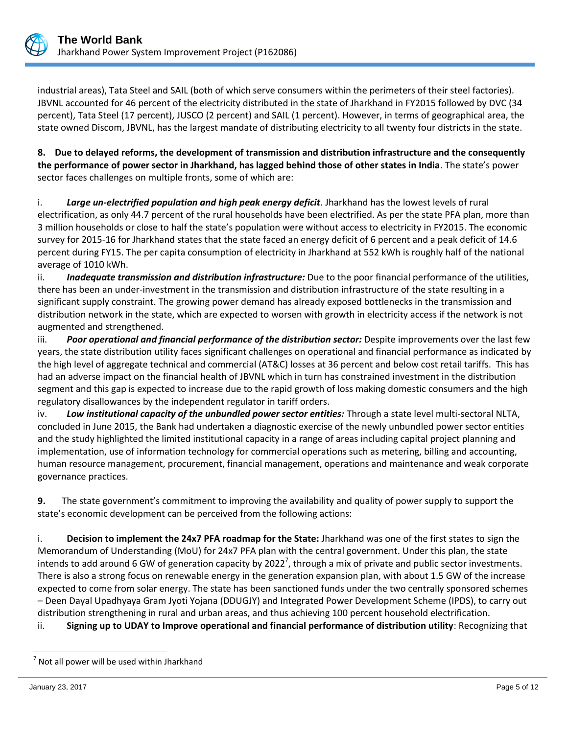industrial areas), Tata Steel and SAIL (both of which serve consumers within the perimeters of their steel factories). JBVNL accounted for 46 percent of the electricity distributed in the state of Jharkhand in FY2015 followed by DVC (34 percent), Tata Steel (17 percent), JUSCO (2 percent) and SAIL (1 percent). However, in terms of geographical area, the state owned Discom, JBVNL, has the largest mandate of distributing electricity to all twenty four districts in the state.

**8. Due to delayed reforms, the development of transmission and distribution infrastructure and the consequently the performance of power sector in Jharkhand, has lagged behind those of other states in India**. The state's power sector faces challenges on multiple fronts, some of which are:

i. ***Large un-electrified population and high peak energy deficit***. Jharkhand has the lowest levels of rural electrification, as only 44.7 percent of the rural households have been electrified. As per the state PFA plan, more than 3 million households or close to half the state's population were without access to electricity in FY2015. The economic survey for 2015-16 for Jharkhand states that the state faced an energy deficit of 6 percent and a peak deficit of 14.6 percent during FY15. The per capita consumption of electricity in Jharkhand at 552 kWh is roughly half of the national average of 1010 kWh.

ii. ***Inadequate transmission and distribution infrastructure:*** Due to the poor financial performance of the utilities, there has been an under-investment in the transmission and distribution infrastructure of the state resulting in a significant supply constraint. The growing power demand has already exposed bottlenecks in the transmission and distribution network in the state, which are expected to worsen with growth in electricity access if the network is not augmented and strengthened.

iii. ***Poor operational and financial performance of the distribution sector:*** Despite improvements over the last few years, the state distribution utility faces significant challenges on operational and financial performance as indicated by the high level of aggregate technical and commercial (AT&C) losses at 36 percent and below cost retail tariffs. This has had an adverse impact on the financial health of JBVNL which in turn has constrained investment in the distribution segment and this gap is expected to increase due to the rapid growth of loss making domestic consumers and the high regulatory disallowances by the independent regulator in tariff orders.

iv. ***Low institutional capacity of the unbundled power sector entities:*** Through a state level multi-sectoral NLTA, concluded in June 2015, the Bank had undertaken a diagnostic exercise of the newly unbundled power sector entities and the study highlighted the limited institutional capacity in a range of areas including capital project planning and implementation, use of information technology for commercial operations such as metering, billing and accounting, human resource management, procurement, financial management, operations and maintenance and weak corporate governance practices.

**9.** The state government's commitment to improving the availability and quality of power supply to support the state's economic development can be perceived from the following actions:

i. **Decision to implement the 24x7 PFA roadmap for the State:** Jharkhand was one of the first states to sign the Memorandum of Understanding (MoU) for 24x7 PFA plan with the central government. Under this plan, the state intends to add around 6 GW of generation capacity by 2022[7], through a mix of private and public sector investments. There is also a strong focus on renewable energy in the generation expansion plan, with about 1.5 GW of the increase expected to come from solar energy. The state has been sanctioned funds under the two centrally sponsored schemes – Deen Dayal Upadhyaya Gram Jyoti Yojana (DDUGJY) and Integrated Power Development Scheme (IPDS), to carry out distribution strengthening in rural and urban areas, and thus achieving 100 percent household electrification.

ii. **Signing up to UDAY to Improve operational and financial performance of distribution utility**: Recognizing that

[7] Not all power will be used within Jharkhand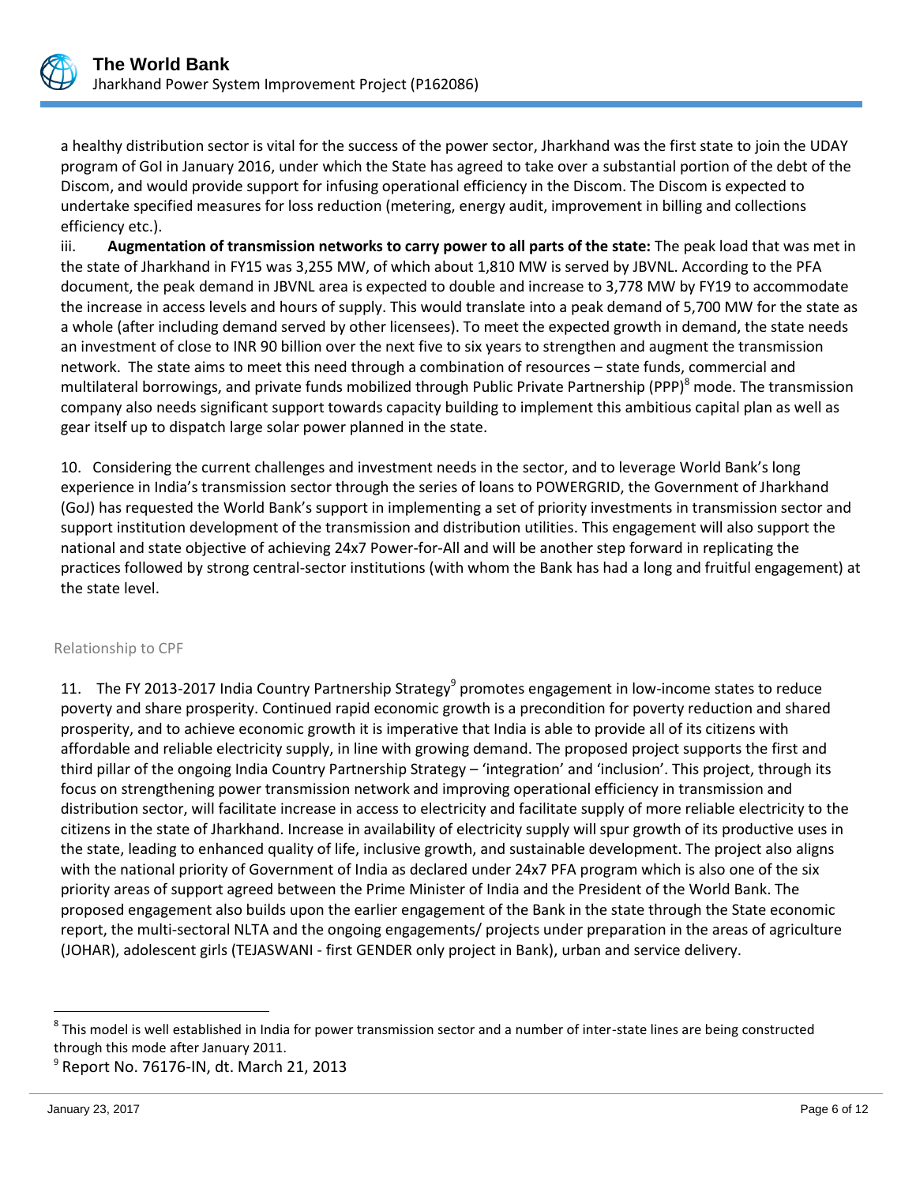a healthy distribution sector is vital for the success of the power sector, Jharkhand was the first state to join the UDAY program of GoI in January 2016, under which the State has agreed to take over a substantial portion of the debt of the Discom, and would provide support for infusing operational efficiency in the Discom. The Discom is expected to undertake specified measures for loss reduction (metering, energy audit, improvement in billing and collections efficiency etc.).

iii. **Augmentation of transmission networks to carry power to all parts of the state:** The peak load that was met in the state of Jharkhand in FY15 was 3,255 MW, of which about 1,810 MW is served by JBVNL. According to the PFA document, the peak demand in JBVNL area is expected to double and increase to 3,778 MW by FY19 to accommodate the increase in access levels and hours of supply. This would translate into a peak demand of 5,700 MW for the state as a whole (after including demand served by other licensees). To meet the expected growth in demand, the state needs an investment of close to INR 90 billion over the next five to six years to strengthen and augment the transmission network. The state aims to meet this need through a combination of resources – state funds, commercial and multilateral borrowings, and private funds mobilized through Public Private Partnership (PPP)[8] mode. The transmission company also needs significant support towards capacity building to implement this ambitious capital plan as well as gear itself up to dispatch large solar power planned in the state.

10. Considering the current challenges and investment needs in the sector, and to leverage World Bank's long experience in India's transmission sector through the series of loans to POWERGRID, the Government of Jharkhand (GoJ) has requested the World Bank's support in implementing a set of priority investments in transmission sector and support institution development of the transmission and distribution utilities. This engagement will also support the national and state objective of achieving 24x7 Power-for-All and will be another step forward in replicating the practices followed by strong central-sector institutions (with whom the Bank has had a long and fruitful engagement) at the state level.

## Relationship to CPF

11. The FY 2013-2017 India Country Partnership Strategy[9] promotes engagement in low-income states to reduce poverty and share prosperity. Continued rapid economic growth is a precondition for poverty reduction and shared prosperity, and to achieve economic growth it is imperative that India is able to provide all of its citizens with affordable and reliable electricity supply, in line with growing demand. The proposed project supports the first and third pillar of the ongoing India Country Partnership Strategy – 'integration' and 'inclusion'. This project, through its focus on strengthening power transmission network and improving operational efficiency in transmission and distribution sector, will facilitate increase in access to electricity and facilitate supply of more reliable electricity to the citizens in the state of Jharkhand. Increase in availability of electricity supply will spur growth of its productive uses in the state, leading to enhanced quality of life, inclusive growth, and sustainable development. The project also aligns with the national priority of Government of India as declared under 24x7 PFA program which is also one of the six priority areas of support agreed between the Prime Minister of India and the President of the World Bank. The proposed engagement also builds upon the earlier engagement of the Bank in the state through the State economic report, the multi-sectoral NLTA and the ongoing engagements/ projects under preparation in the areas of agriculture (JOHAR), adolescent girls (TEJASWANI - first GENDER only project in Bank), urban and service delivery.

---

[8] This model is well established in India for power transmission sector and a number of inter-state lines are being constructed through this mode after January 2011.

[9] Report No. 76176-IN, dt. March 21, 2013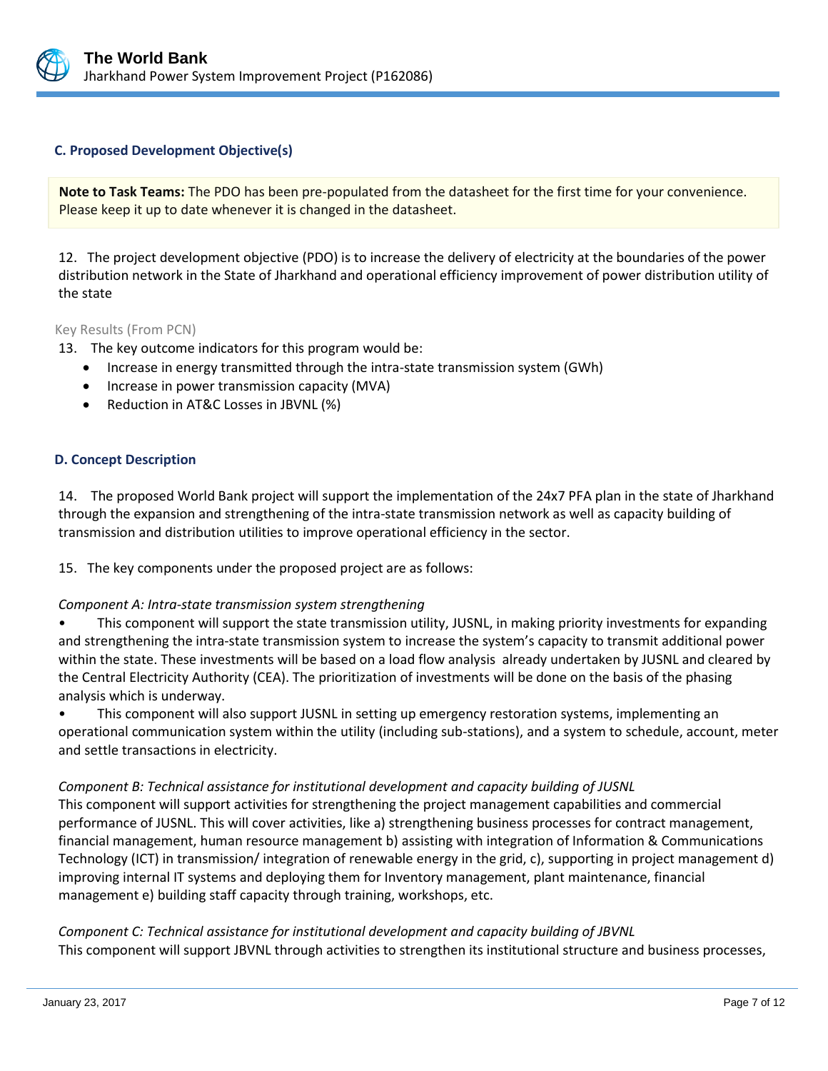### C. Proposed Development Objective(s)

**Note to Task Teams:** The PDO has been pre-populated from the datasheet for the first time for your convenience. Please keep it up to date whenever it is changed in the datasheet.

12. The project development objective (PDO) is to increase the delivery of electricity at the boundaries of the power distribution network in the State of Jharkhand and operational efficiency improvement of power distribution utility of the state

Key Results (From PCN)

13. The key outcome indicators for this program would be:
- Increase in energy transmitted through the intra-state transmission system (GWh)
- Increase in power transmission capacity (MVA)
- Reduction in AT&C Losses in JBVNL (%)

### D. Concept Description

14. The proposed World Bank project will support the implementation of the 24x7 PFA plan in the state of Jharkhand through the expansion and strengthening of the intra-state transmission network as well as capacity building of transmission and distribution utilities to improve operational efficiency in the sector.

15. The key components under the proposed project are as follows:

*Component A: Intra-state transmission system strengthening*

- This component will support the state transmission utility, JUSNL, in making priority investments for expanding and strengthening the intra-state transmission system to increase the system's capacity to transmit additional power within the state. These investments will be based on a load flow analysis already undertaken by JUSNL and cleared by the Central Electricity Authority (CEA). The prioritization of investments will be done on the basis of the phasing analysis which is underway.
- This component will also support JUSNL in setting up emergency restoration systems, implementing an operational communication system within the utility (including sub-stations), and a system to schedule, account, meter and settle transactions in electricity.

*Component B: Technical assistance for institutional development and capacity building of JUSNL*

This component will support activities for strengthening the project management capabilities and commercial performance of JUSNL. This will cover activities, like a) strengthening business processes for contract management, financial management, human resource management b) assisting with integration of Information & Communications Technology (ICT) in transmission/ integration of renewable energy in the grid, c), supporting in project management d) improving internal IT systems and deploying them for Inventory management, plant maintenance, financial management e) building staff capacity through training, workshops, etc.

*Component C: Technical assistance for institutional development and capacity building of JBVNL*

This component will support JBVNL through activities to strengthen its institutional structure and business processes,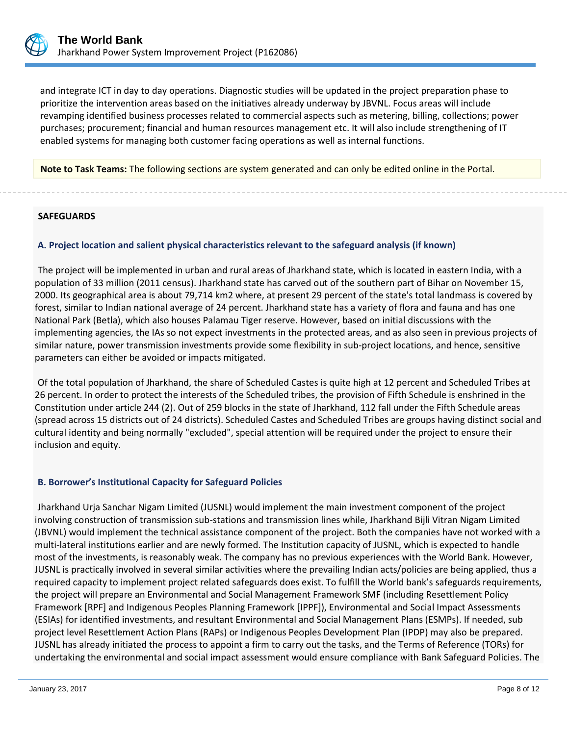and integrate ICT in day to day operations. Diagnostic studies will be updated in the project preparation phase to prioritize the intervention areas based on the initiatives already underway by JBVNL. Focus areas will include revamping identified business processes related to commercial aspects such as metering, billing, collections; power purchases; procurement; financial and human resources management etc. It will also include strengthening of IT enabled systems for managing both customer facing operations as well as internal functions.

**Note to Task Teams:** The following sections are system generated and can only be edited online in the Portal.

**SAFEGUARDS**

### A. Project location and salient physical characteristics relevant to the safeguard analysis (if known)

The project will be implemented in urban and rural areas of Jharkhand state, which is located in eastern India, with a population of 33 million (2011 census). Jharkhand state has carved out of the southern part of Bihar on November 15, 2000. Its geographical area is about 79,714 km2 where, at present 29 percent of the state's total landmass is covered by forest, similar to Indian national average of 24 percent. Jharkhand state has a variety of flora and fauna and has one National Park (Betla), which also houses Palamau Tiger reserve. However, based on initial discussions with the implementing agencies, the IAs so not expect investments in the protected areas, and as also seen in previous projects of similar nature, power transmission investments provide some flexibility in sub-project locations, and hence, sensitive parameters can either be avoided or impacts mitigated.

Of the total population of Jharkhand, the share of Scheduled Castes is quite high at 12 percent and Scheduled Tribes at 26 percent. In order to protect the interests of the Scheduled tribes, the provision of Fifth Schedule is enshrined in the Constitution under article 244 (2). Out of 259 blocks in the state of Jharkhand, 112 fall under the Fifth Schedule areas (spread across 15 districts out of 24 districts). Scheduled Castes and Scheduled Tribes are groups having distinct social and cultural identity and being normally "excluded", special attention will be required under the project to ensure their inclusion and equity.

### B. Borrower's Institutional Capacity for Safeguard Policies

Jharkhand Urja Sanchar Nigam Limited (JUSNL) would implement the main investment component of the project involving construction of transmission sub-stations and transmission lines while, Jharkhand Bijli Vitran Nigam Limited (JBVNL) would implement the technical assistance component of the project. Both the companies have not worked with a multi-lateral institutions earlier and are newly formed. The Institution capacity of JUSNL, which is expected to handle most of the investments, is reasonably weak. The company has no previous experiences with the World Bank. However, JUSNL is practically involved in several similar activities where the prevailing Indian acts/policies are being applied, thus a required capacity to implement project related safeguards does exist. To fulfill the World bank's safeguards requirements, the project will prepare an Environmental and Social Management Framework SMF (including Resettlement Policy Framework [RPF] and Indigenous Peoples Planning Framework [IPPF]), Environmental and Social Impact Assessments (ESIAs) for identified investments, and resultant Environmental and Social Management Plans (ESMPs). If needed, sub project level Resettlement Action Plans (RAPs) or Indigenous Peoples Development Plan (IPDP) may also be prepared. JUSNL has already initiated the process to appoint a firm to carry out the tasks, and the Terms of Reference (TORs) for undertaking the environmental and social impact assessment would ensure compliance with Bank Safeguard Policies. The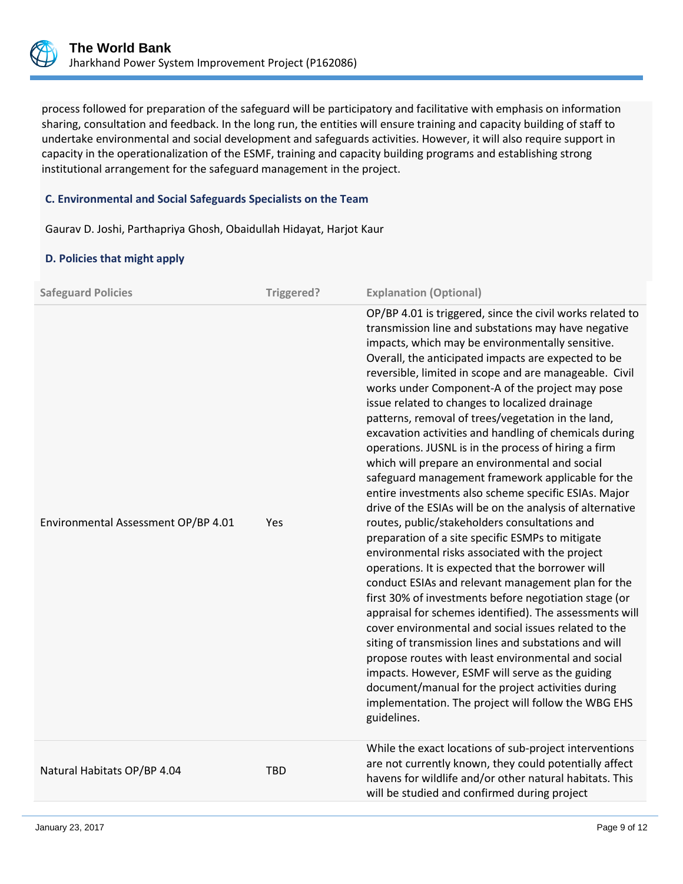process followed for preparation of the safeguard will be participatory and facilitative with emphasis on information sharing, consultation and feedback. In the long run, the entities will ensure training and capacity building of staff to undertake environmental and social development and safeguards activities. However, it will also require support in capacity in the operationalization of the ESMF, training and capacity building programs and establishing strong institutional arrangement for the safeguard management in the project.

### C. Environmental and Social Safeguards Specialists on the Team

Gaurav D. Joshi, Parthapriya Ghosh, Obaidullah Hidayat, Harjot Kaur

### D. Policies that might apply

| Safeguard Policies | Triggered? | Explanation (Optional) |
|---|---|---|
| Environmental Assessment OP/BP 4.01 | Yes | OP/BP 4.01 is triggered, since the civil works related to transmission line and substations may have negative impacts, which may be environmentally sensitive. Overall, the anticipated impacts are expected to be reversible, limited in scope and are manageable. Civil works under Component-A of the project may pose issue related to changes to localized drainage patterns, removal of trees/vegetation in the land, excavation activities and handling of chemicals during operations. JUSNL is in the process of hiring a firm which will prepare an environmental and social safeguard management framework applicable for the entire investments also scheme specific ESIAs. Major drive of the ESIAs will be on the analysis of alternative routes, public/stakeholders consultations and preparation of a site specific ESMPs to mitigate environmental risks associated with the project operations. It is expected that the borrower will conduct ESIAs and relevant management plan for the first 30% of investments before negotiation stage (or appraisal for schemes identified). The assessments will cover environmental and social issues related to the siting of transmission lines and substations and will propose routes with least environmental and social impacts. However, ESMF will serve as the guiding document/manual for the project activities during implementation. The project will follow the WBG EHS guidelines. |
| Natural Habitats OP/BP 4.04 | TBD | While the exact locations of sub-project interventions are not currently known, they could potentially affect havens for wildlife and/or other natural habitats. This will be studied and confirmed during project |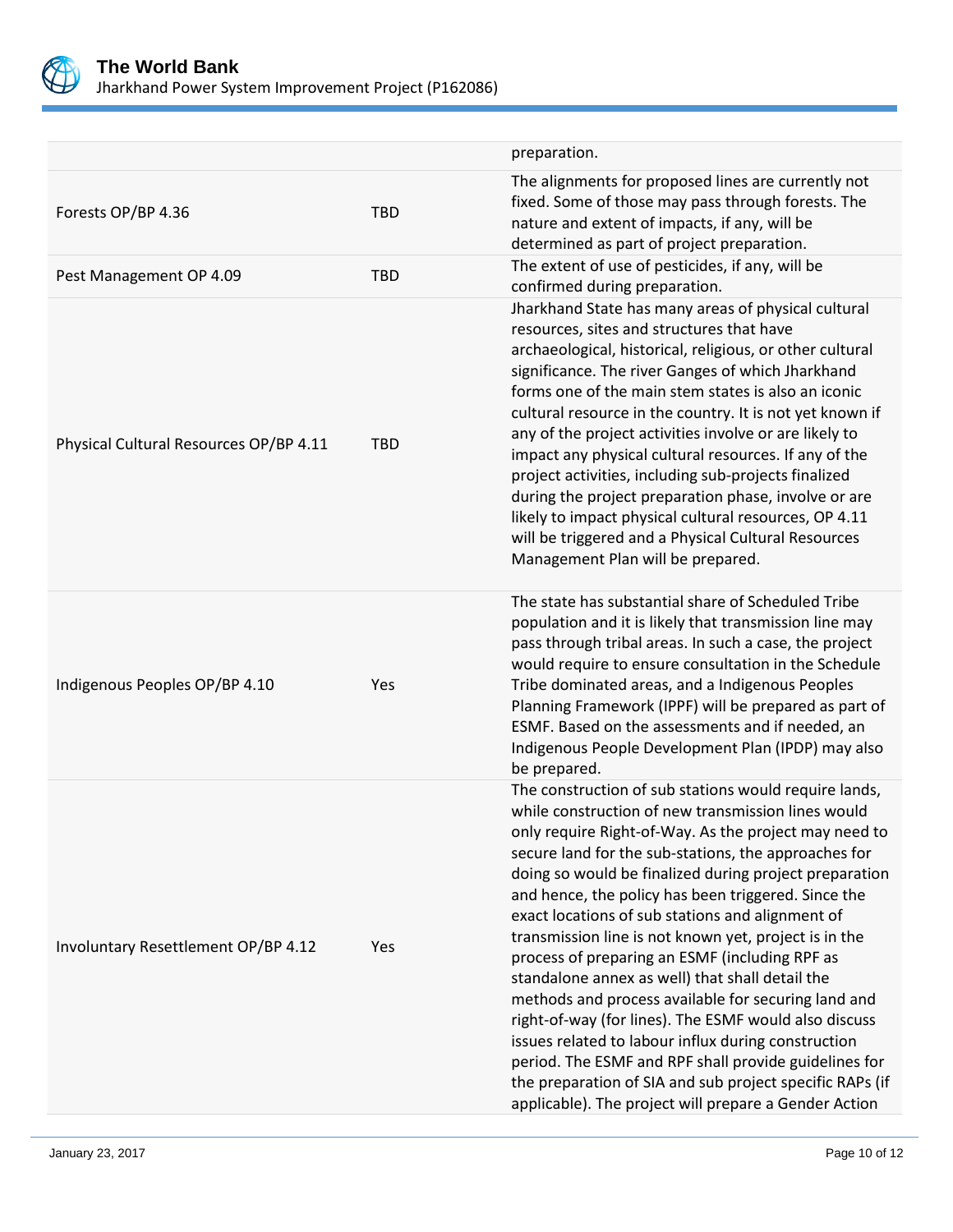| | | |
|---|---|---|
| | | preparation. |
| Forests OP/BP 4.36 | TBD | The alignments for proposed lines are currently not fixed. Some of those may pass through forests. The nature and extent of impacts, if any, will be determined as part of project preparation. |
| Pest Management OP 4.09 | TBD | The extent of use of pesticides, if any, will be confirmed during preparation. |
| Physical Cultural Resources OP/BP 4.11 | TBD | Jharkhand State has many areas of physical cultural resources, sites and structures that have archaeological, historical, religious, or other cultural significance. The river Ganges of which Jharkhand forms one of the main stem states is also an iconic cultural resource in the country. It is not yet known if any of the project activities involve or are likely to impact any physical cultural resources. If any of the project activities, including sub-projects finalized during the project preparation phase, involve or are likely to impact physical cultural resources, OP 4.11 will be triggered and a Physical Cultural Resources Management Plan will be prepared. |
| Indigenous Peoples OP/BP 4.10 | Yes | The state has substantial share of Scheduled Tribe population and it is likely that transmission line may pass through tribal areas. In such a case, the project would require to ensure consultation in the Schedule Tribe dominated areas, and a Indigenous Peoples Planning Framework (IPPF) will be prepared as part of ESMF. Based on the assessments and if needed, an Indigenous People Development Plan (IPDP) may also be prepared. |
| Involuntary Resettlement OP/BP 4.12 | Yes | The construction of sub stations would require lands, while construction of new transmission lines would only require Right-of-Way. As the project may need to secure land for the sub-stations, the approaches for doing so would be finalized during project preparation and hence, the policy has been triggered. Since the exact locations of sub stations and alignment of transmission line is not known yet, project is in the process of preparing an ESMF (including RPF as standalone annex as well) that shall detail the methods and process available for securing land and right-of-way (for lines). The ESMF would also discuss issues related to labour influx during construction period. The ESMF and RPF shall provide guidelines for the preparation of SIA and sub project specific RAPs (if applicable). The project will prepare a Gender Action |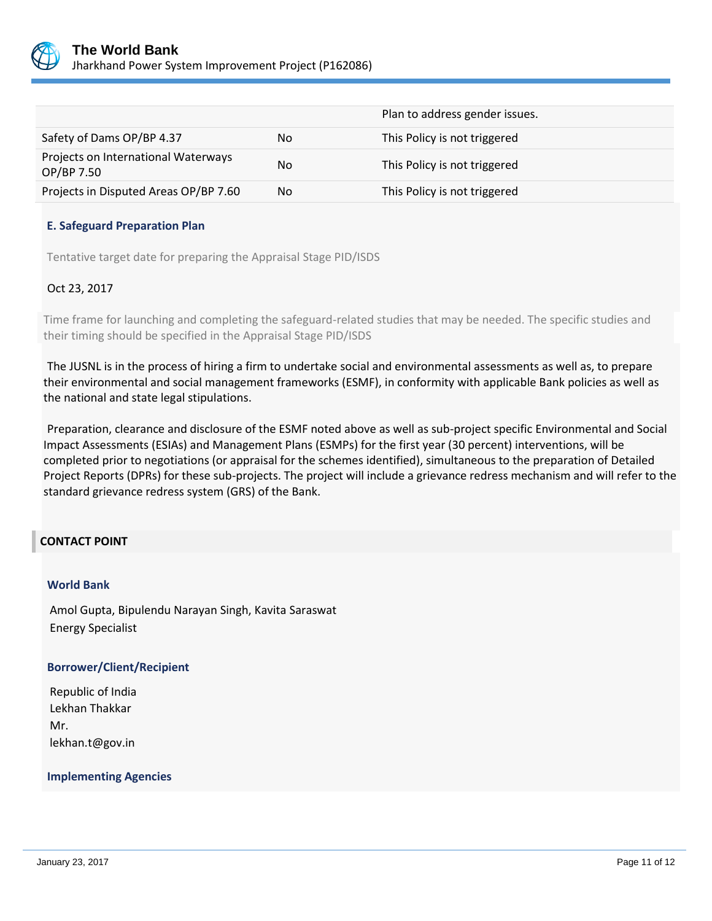| | | |
|---|---|---|
| | | Plan to address gender issues. |
| Safety of Dams OP/BP 4.37 | No | This Policy is not triggered |
| Projects on International Waterways OP/BP 7.50 | No | This Policy is not triggered |
| Projects in Disputed Areas OP/BP 7.60 | No | This Policy is not triggered |

### E. Safeguard Preparation Plan

Tentative target date for preparing the Appraisal Stage PID/ISDS

Oct 23, 2017

Time frame for launching and completing the safeguard-related studies that may be needed. The specific studies and their timing should be specified in the Appraisal Stage PID/ISDS

The JUSNL is in the process of hiring a firm to undertake social and environmental assessments as well as, to prepare their environmental and social management frameworks (ESMF), in conformity with applicable Bank policies as well as the national and state legal stipulations.

Preparation, clearance and disclosure of the ESMF noted above as well as sub-project specific Environmental and Social Impact Assessments (ESIAs) and Management Plans (ESMPs) for the first year (30 percent) interventions, will be completed prior to negotiations (or appraisal for the schemes identified), simultaneous to the preparation of Detailed Project Reports (DPRs) for these sub-projects. The project will include a grievance redress mechanism and will refer to the standard grievance redress system (GRS) of the Bank.

## CONTACT POINT

### World Bank

Amol Gupta, Bipulendu Narayan Singh, Kavita Saraswat
Energy Specialist

### Borrower/Client/Recipient

Republic of India
Lekhan Thakkar
Mr.
lekhan.t@gov.in

### Implementing Agencies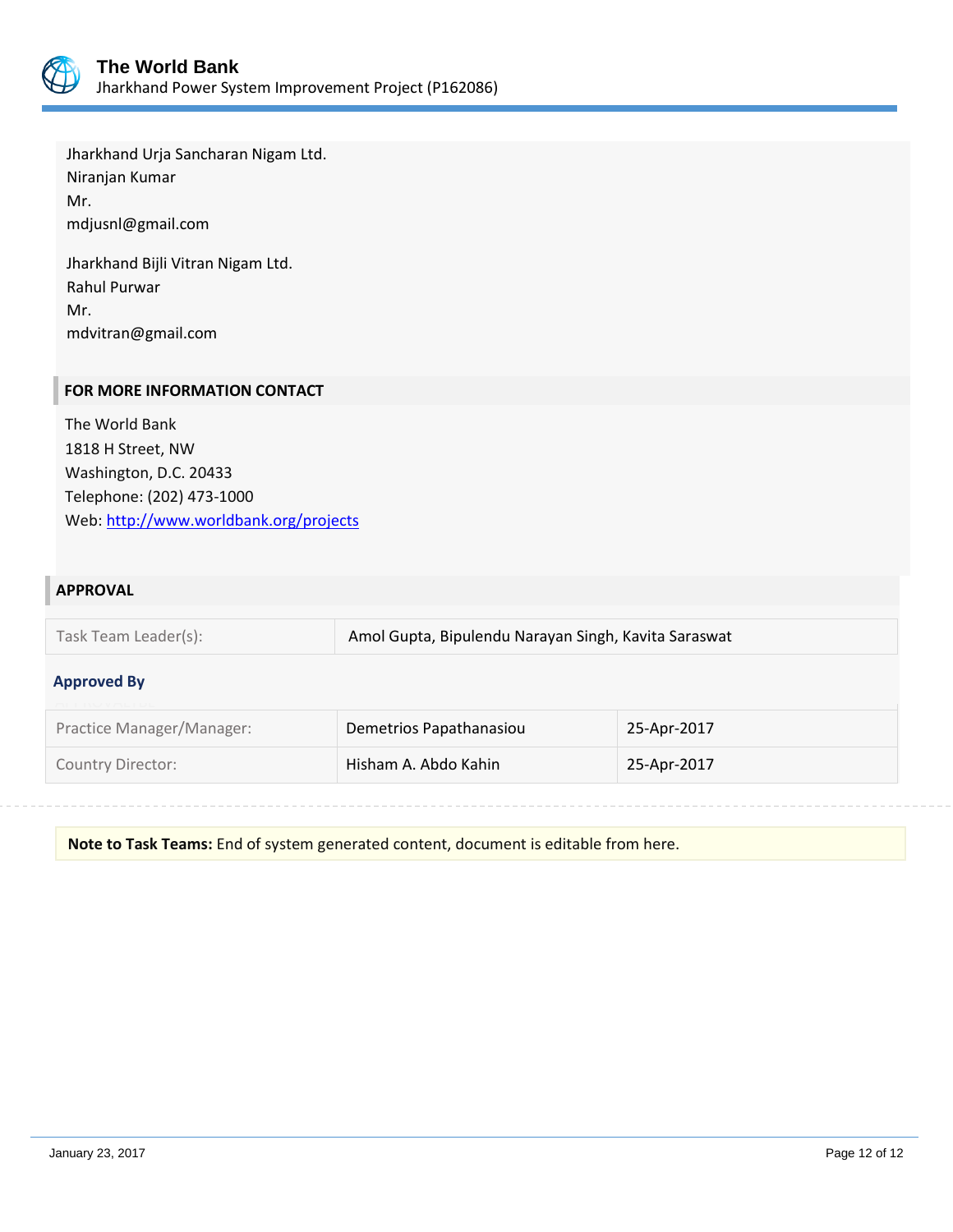Jharkhand Urja Sancharan Nigam Ltd.
Niranjan Kumar
Mr.
mdjusnl@gmail.com

Jharkhand Bijli Vitran Nigam Ltd.
Rahul Purwar
Mr.
mdvitran@gmail.com

## FOR MORE INFORMATION CONTACT

The World Bank
1818 H Street, NW
Washington, D.C. 20433
Telephone: (202) 473-1000
Web: http://www.worldbank.org/projects

## APPROVAL

| | |
|---|---|
| Task Team Leader(s): | Amol Gupta, Bipulendu Narayan Singh, Kavita Saraswat |

### Approved By

| | | |
|---|---|---|
| Practice Manager/Manager: | Demetrios Papathanasiou | 25-Apr-2017 |
| Country Director: | Hisham A. Abdo Kahin | 25-Apr-2017 |

**Note to Task Teams:** End of system generated content, document is editable from here.